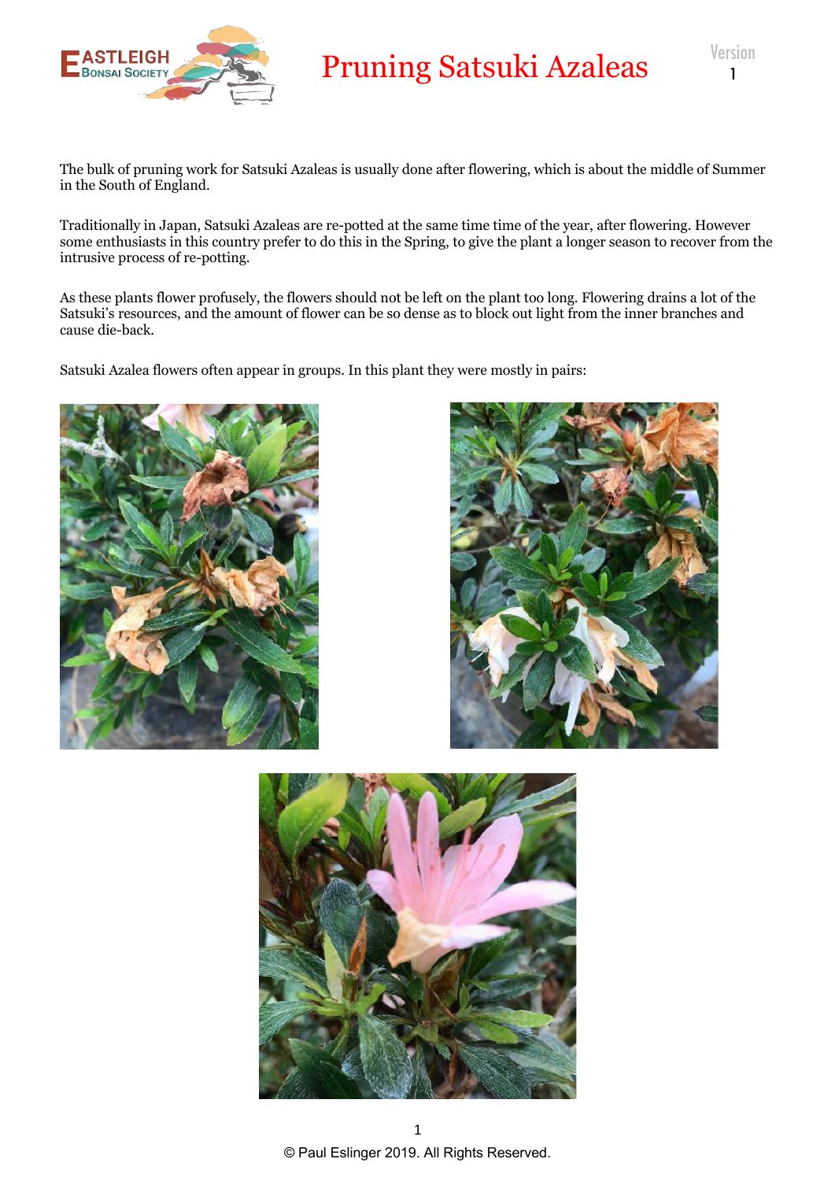# Pruning Satsuki Azaleas

Version 1

The bulk of pruning work for Satsuki Azaleas is usually done after flowering, which is about the middle of Summer in the South of England.

Traditionally in Japan, Satsuki Azaleas are re-potted at the same time time of the year, after flowering. However some enthusiasts in this country prefer to do this in the Spring, to give the plant a longer season to recover from the intrusive process of re-potting.

As these plants flower profusely, the flowers should not be left on the plant too long. Flowering drains a lot of the Satsuki's resources, and the amount of flower can be so dense as to block out light from the inner branches and cause die-back.

Satsuki Azalea flowers often appear in groups. In this plant they were mostly in pairs:

© Paul Eslinger 2019. All Rights Reserved.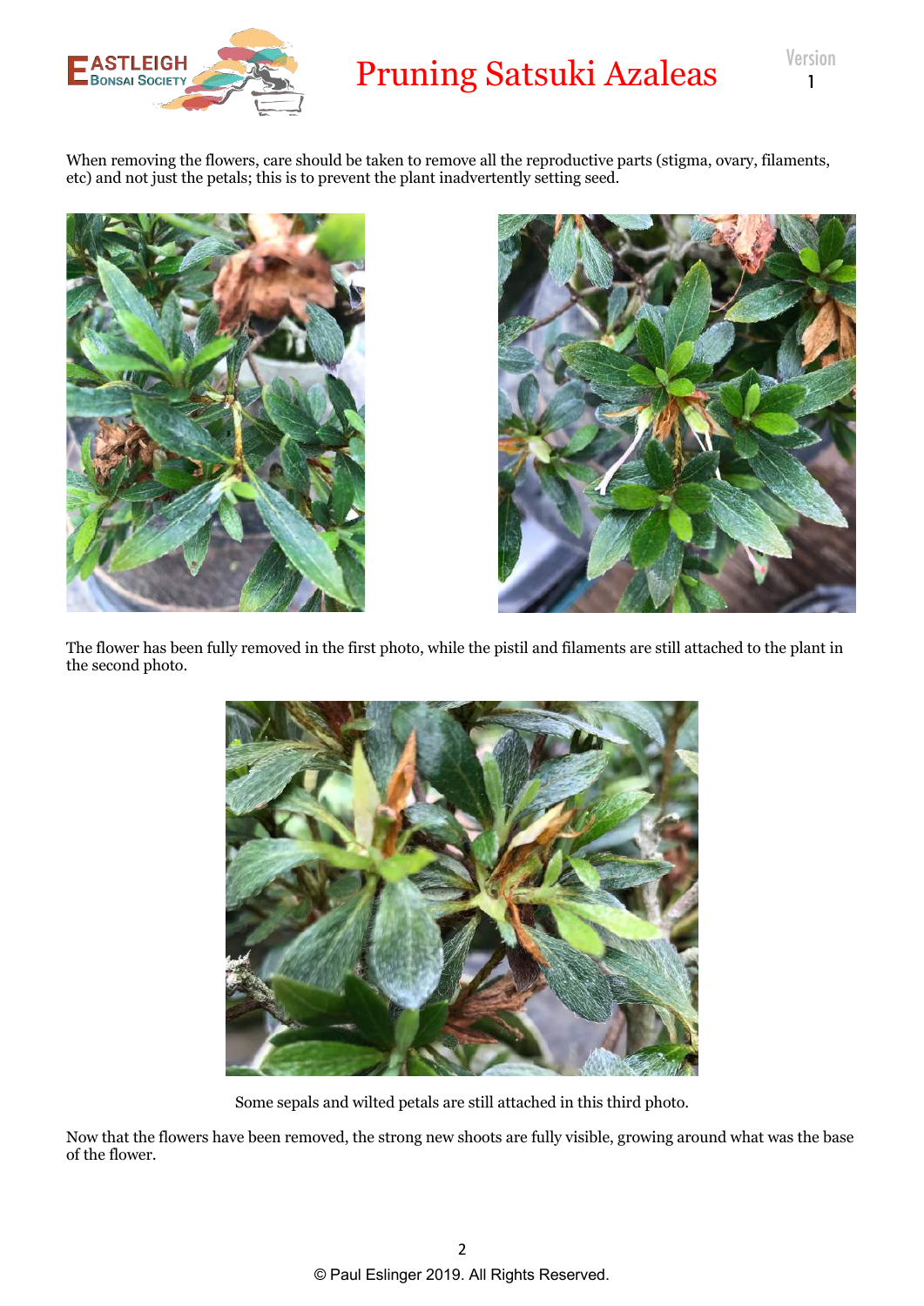When removing the flowers, care should be taken to remove all the reproductive parts (stigma, ovary, filaments, etc) and not just the petals; this is to prevent the plant inadvertently setting seed.

The flower has been fully removed in the first photo, while the pistil and filaments are still attached to the plant in the second photo.

Some sepals and wilted petals are still attached in this third photo.

Now that the flowers have been removed, the strong new shoots are fully visible, growing around what was the base of the flower.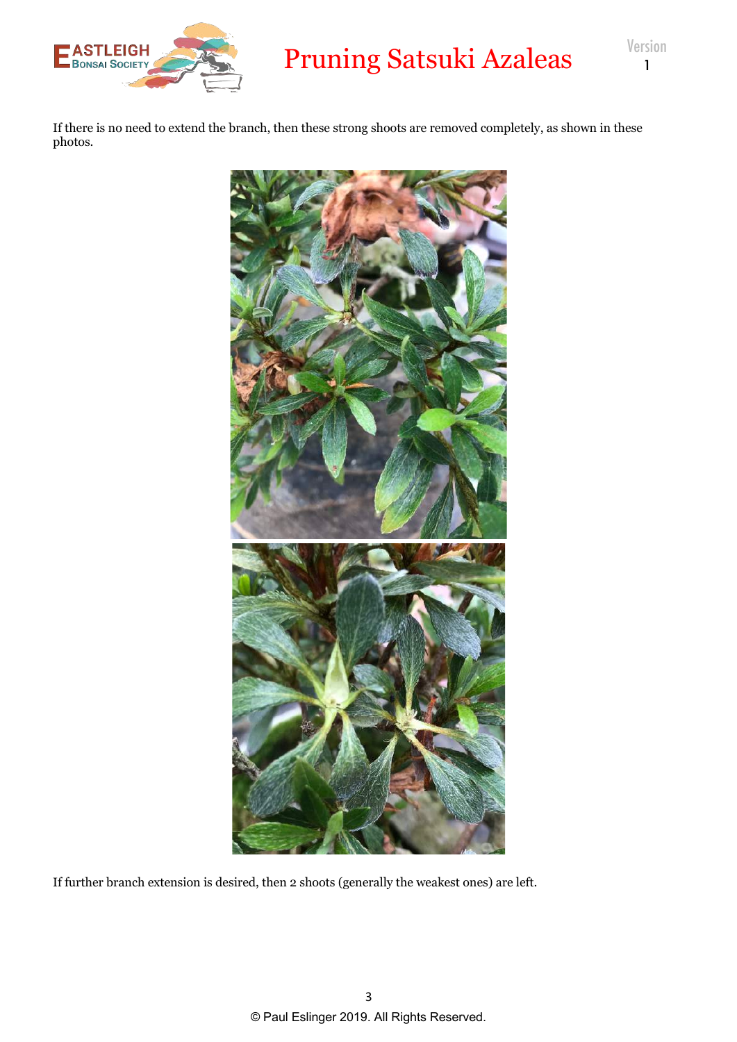If there is no need to extend the branch, then these strong shoots are removed completely, as shown in these photos.

If further branch extension is desired, then 2 shoots (generally the weakest ones) are left.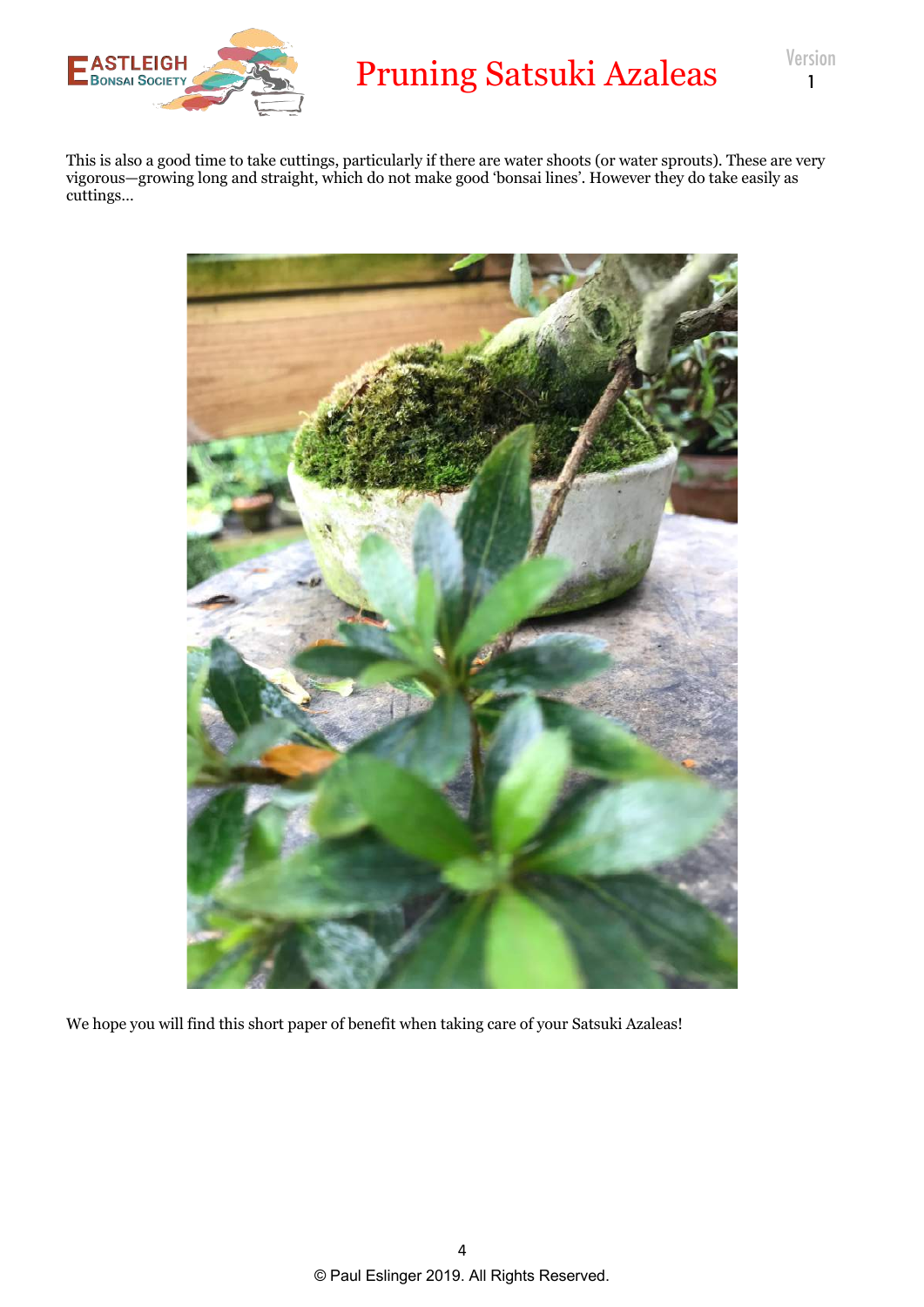This is also a good time to take cuttings, particularly if there are water shoots (or water sprouts). These are very vigorous—growing long and straight, which do not make good 'bonsai lines'. However they do take easily as cuttings...

We hope you will find this short paper of benefit when taking care of your Satsuki Azaleas!

© Paul Eslinger 2019. All Rights Reserved.